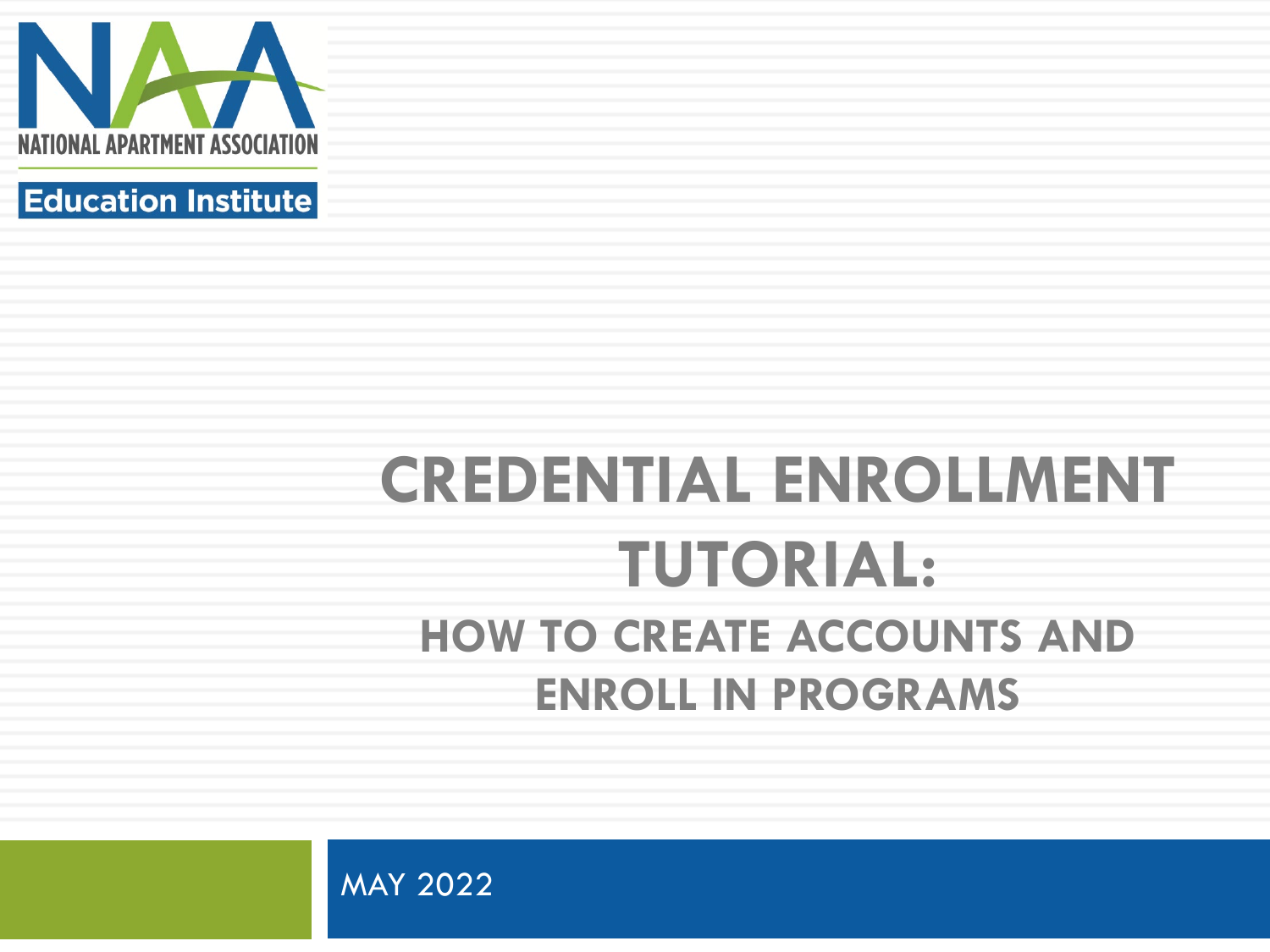NATIONAL APARTMENT ASSOCIATION

Education Institute

# CREDENTIAL ENROLLMENT TUTORIAL:

## HOW TO CREATE ACCOUNTS AND ENROLL IN PROGRAMS

MAY 2022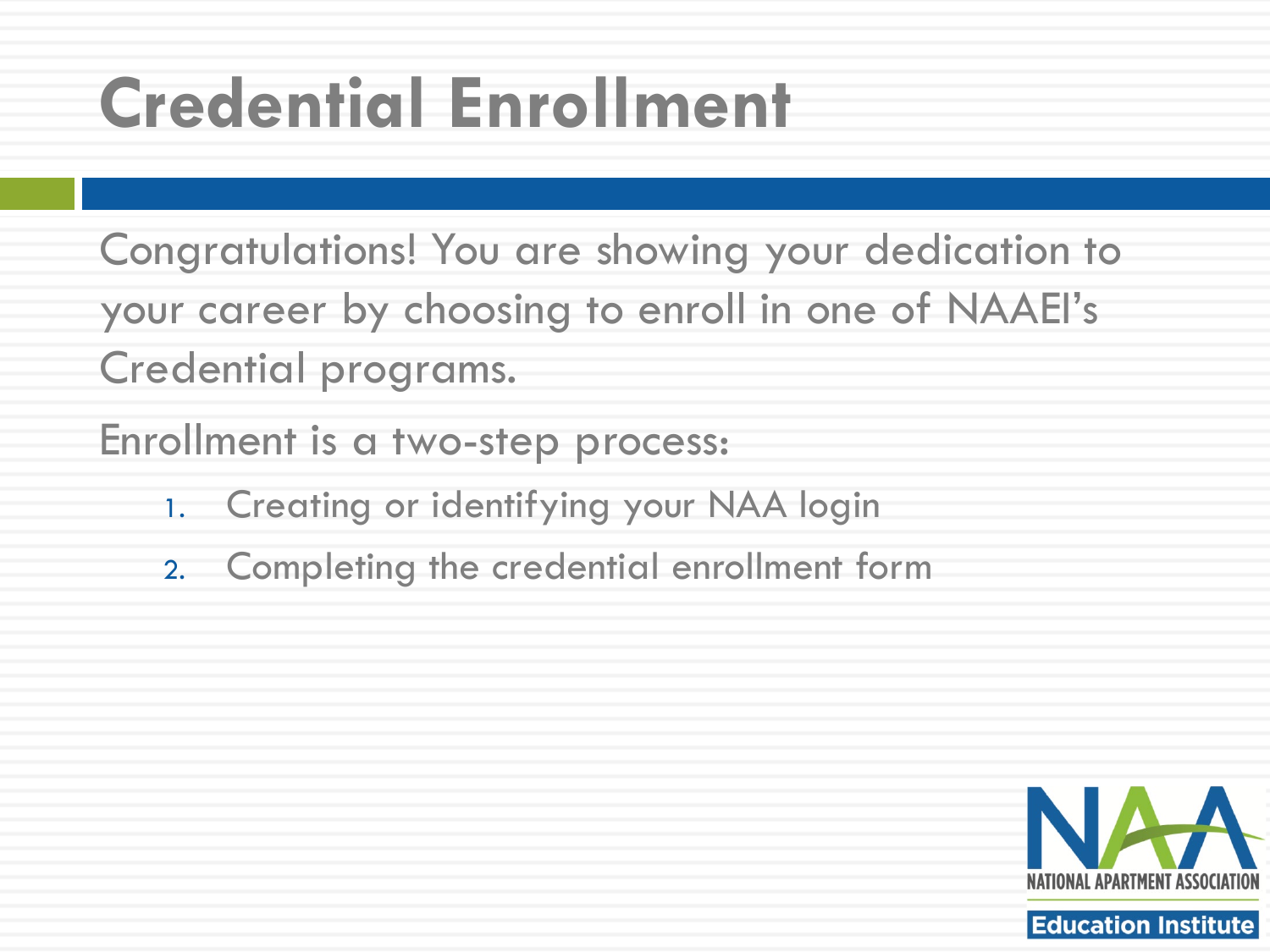# Credential Enrollment

Congratulations! You are showing your dedication to your career by choosing to enroll in one of NAAEI's Credential programs.

Enrollment is a two-step process:

1. Creating or identifying your NAA login
2. Completing the credential enrollment form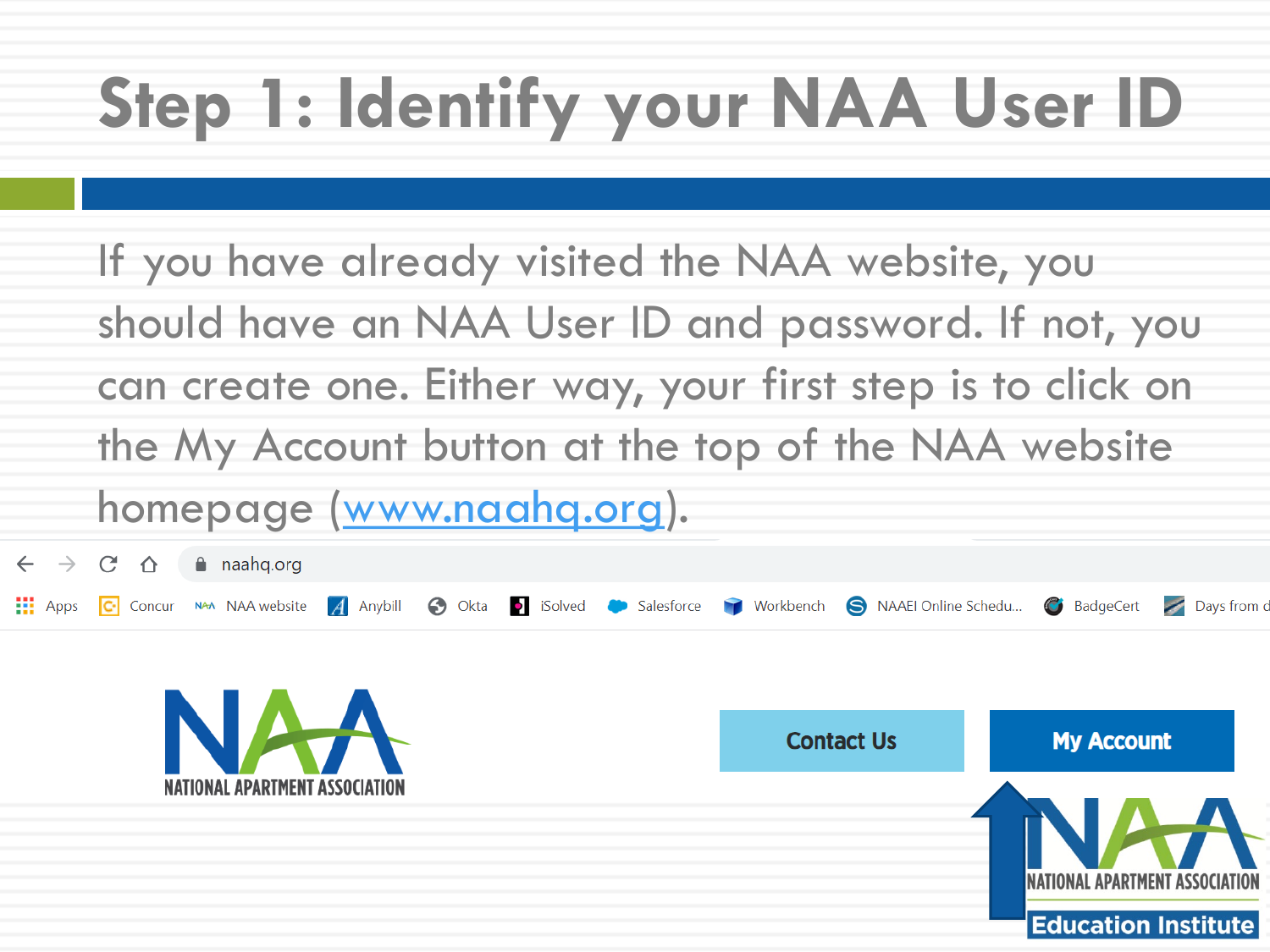# Step 1: Identify your NAA User ID

If you have already visited the NAA website, you should have an NAA User ID and password. If not, you can create one. Either way, your first step is to click on the My Account button at the top of the NAA website homepage ([www.naahq.org](http://www.naahq.org)).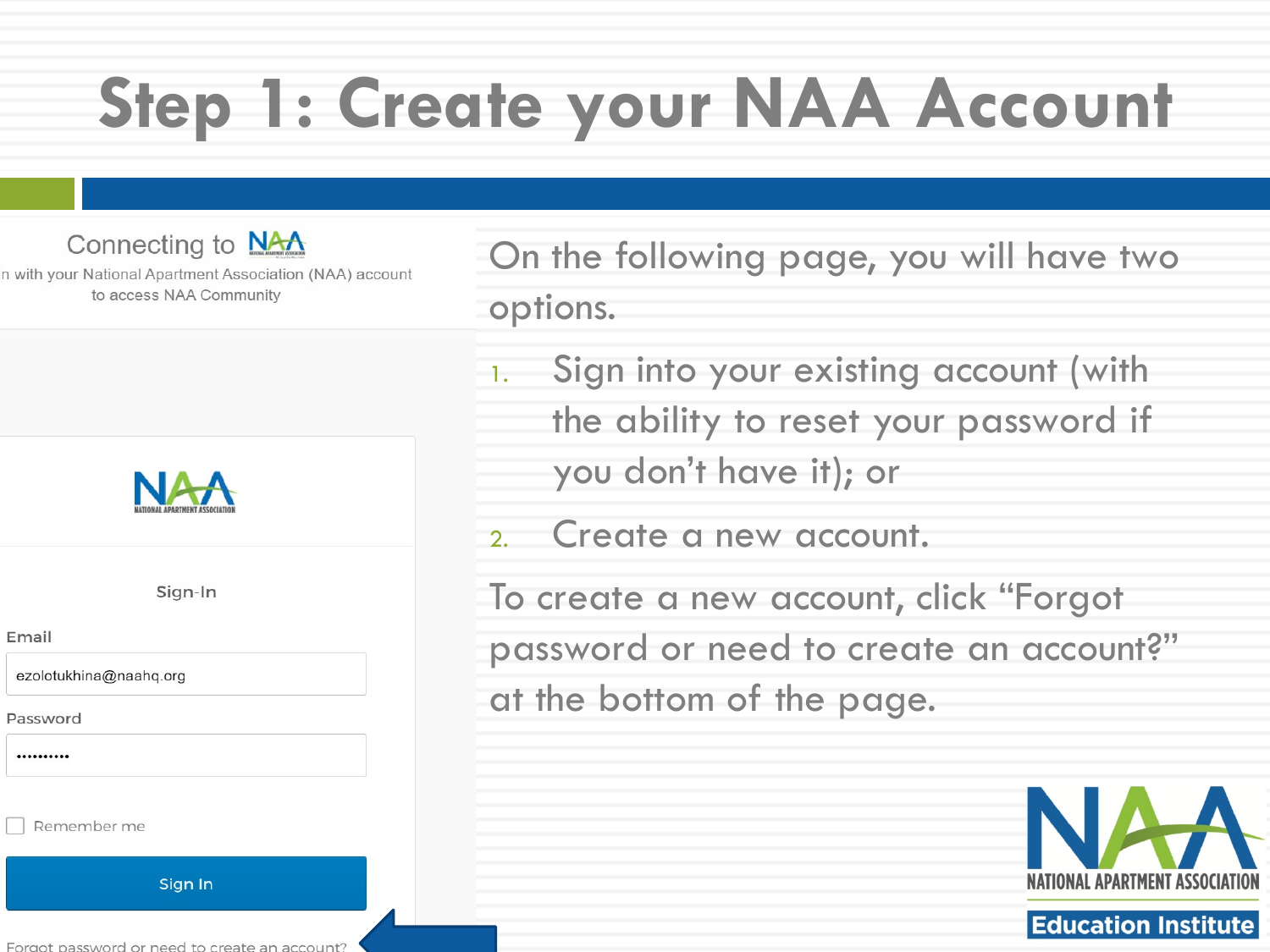# Step 1: Create your NAA Account

Connecting to NAA

n with your National Apartment Association (NAA) account to access NAA Community

NAA NATIONAL APARTMENT ASSOCIATION

Sign-In

Email

ezolotukhina@naahq.org

Password

••••••••••

Remember me

Sign In

Forgot password or need to create an account?

On the following page, you will have two options.

1. Sign into your existing account (with the ability to reset your password if you don't have it); or
2. Create a new account.

To create a new account, click "Forgot password or need to create an account?" at the bottom of the page.

NAA NATIONAL APARTMENT ASSOCIATION Education Institute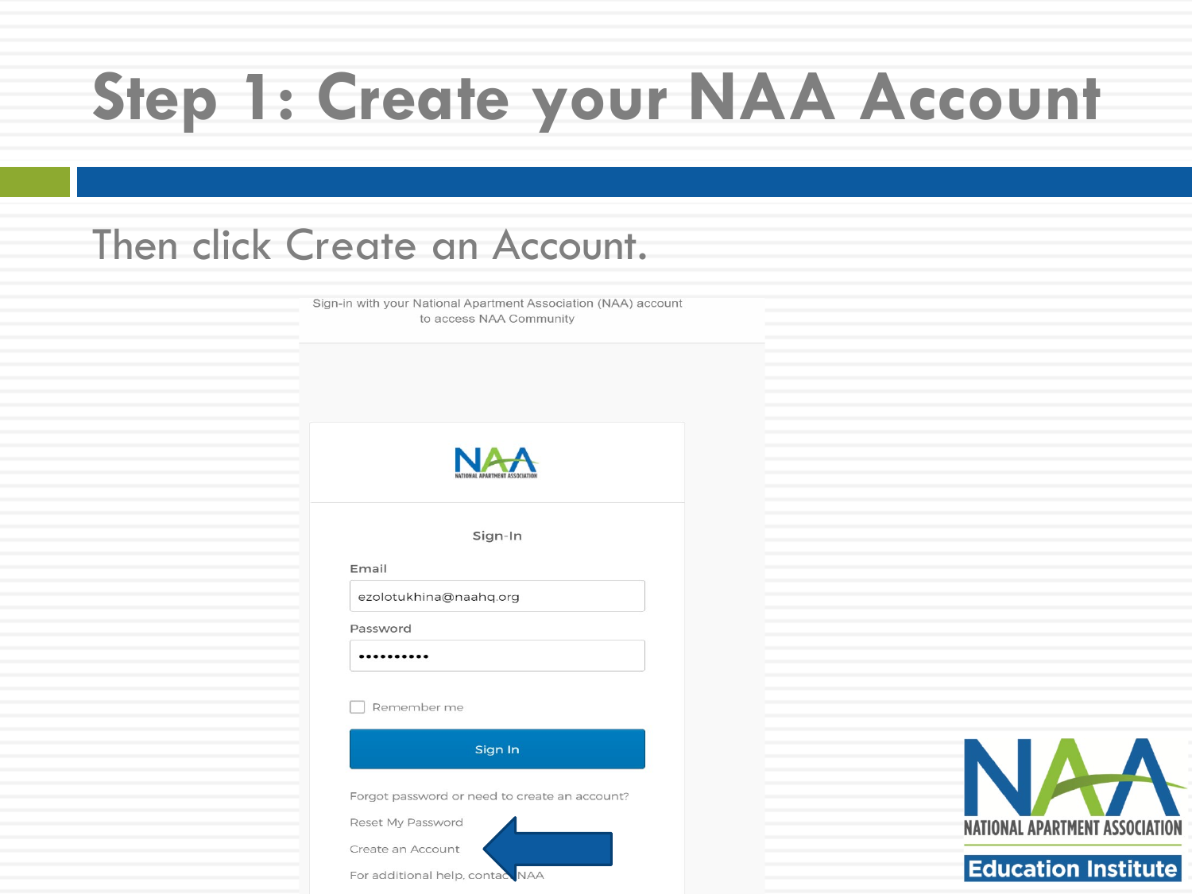# Step 1: Create your NAA Account

Then click Create an Account.

Sign-in with your National Apartment Association (NAA) account to access NAA Community

NAA
NATIONAL APARTMENT ASSOCIATION

Sign-In

Email

ezolotukhina@naahq.org

Password

••••••••••

Remember me

Sign In

Forgot password or need to create an account?

Reset My Password

Create an Account

For additional help, contact NAA

NAA NATIONAL APARTMENT ASSOCIATION Education Institute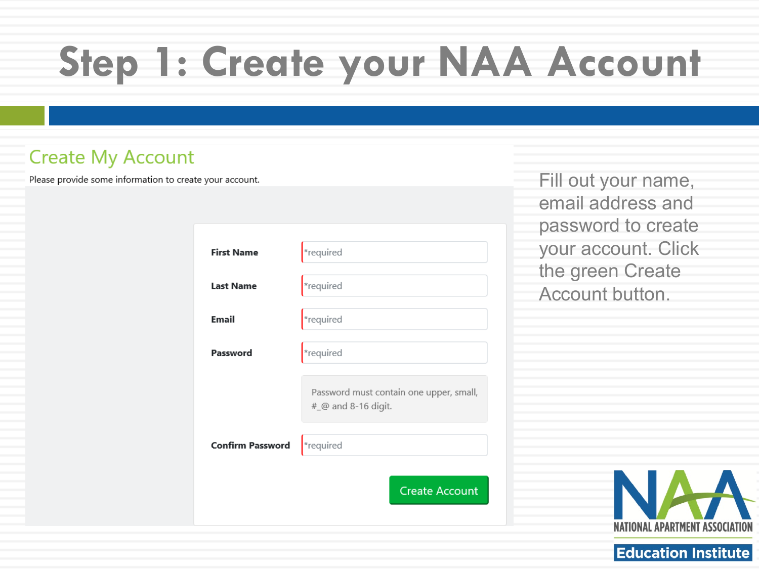# Step 1: Create your NAA Account

## Create My Account

Please provide some information to create your account.

| | |
|---|---|
| **First Name** | *required |
| **Last Name** | *required |
| **Email** | *required |
| **Password** | *required |
| | Password must contain one upper, small, #_@ and 8-16 digit. |
| **Confirm Password** | *required |

Create Account

Fill out your name, email address and password to create your account. Click the green Create Account button.

NATIONAL APARTMENT ASSOCIATION

Education Institute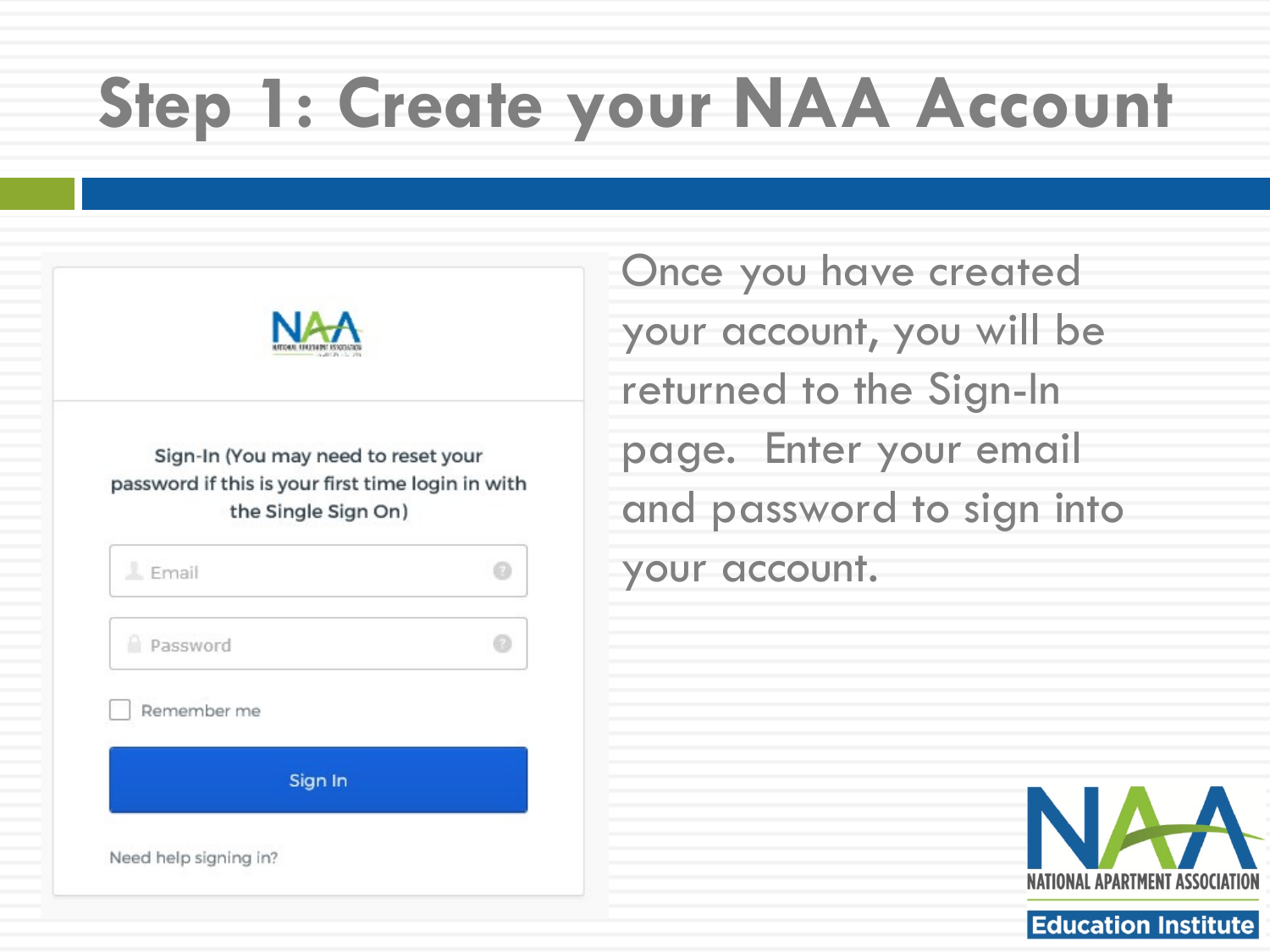# Step 1: Create your NAA Account

Sign-In (You may need to reset your password if this is your first time login in with the Single Sign On)

Email

Password

Remember me

Sign In

Need help signing in?

Once you have created your account, you will be returned to the Sign-In page. Enter your email and password to sign into your account.

NATIONAL APARTMENT ASSOCIATION
Education Institute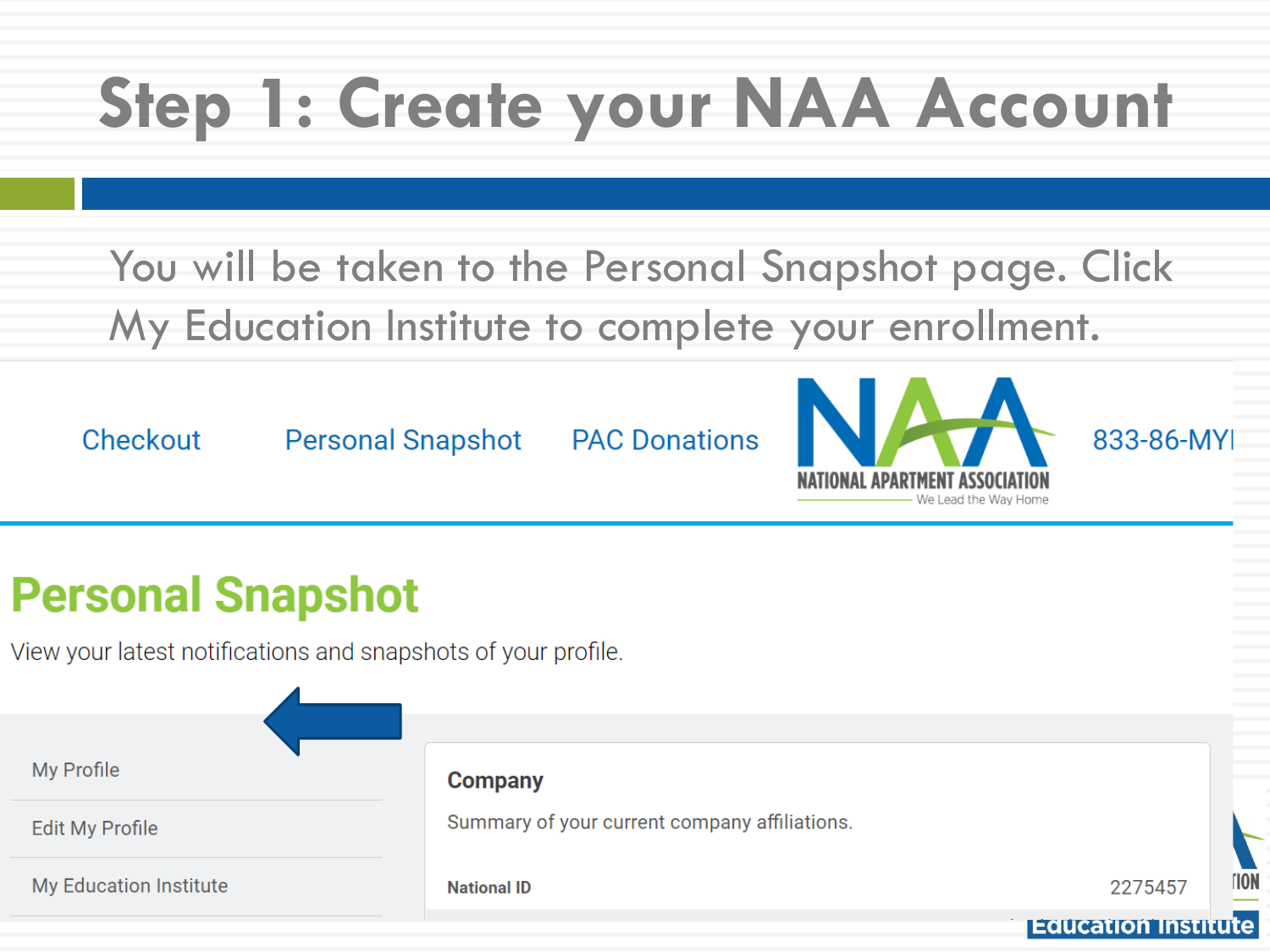# Step 1: Create your NAA Account

You will be taken to the Personal Snapshot page. Click My Education Institute to complete your enrollment.

Checkout Personal Snapshot PAC Donations 833-86-MYI

NATIONAL APARTMENT ASSOCIATION
We Lead the Way Home

## Personal Snapshot

View your latest notifications and snapshots of your profile.

- My Profile
- Edit My Profile
- My Education Institute

**Company**

Summary of your current company affiliations.

**National ID** 2275457

Education Institute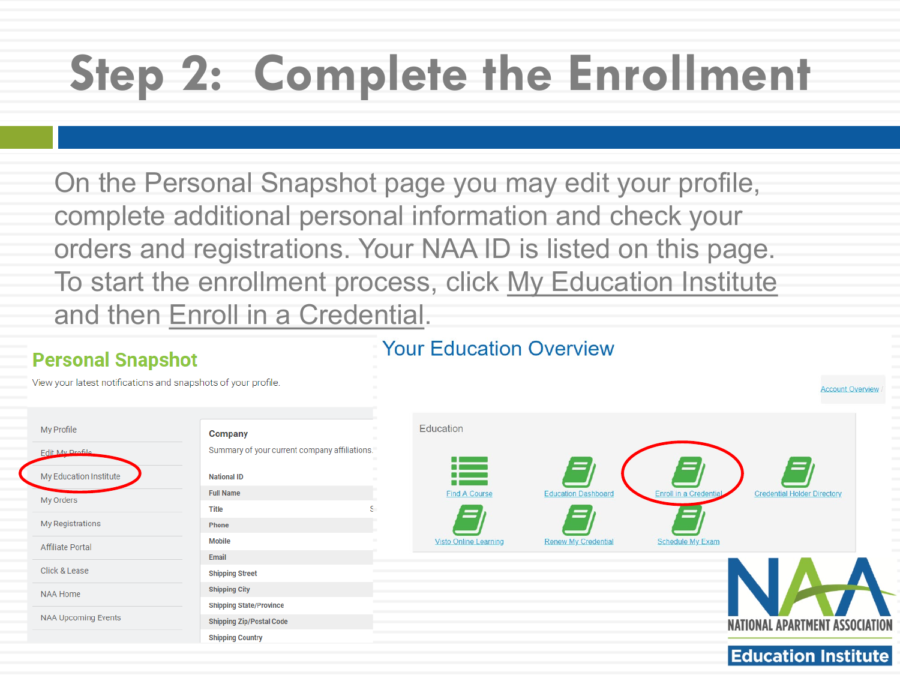# Step 2: Complete the Enrollment

On the Personal Snapshot page you may edit your profile, complete additional personal information and check your orders and registrations. Your NAA ID is listed on this page. To start the enrollment process, click My Education Institute and then Enroll in a Credential.

## Personal Snapshot

View your latest notifications and snapshots of your profile.

- My Profile
- Edit My Profile
- My Education Institute
- My Orders
- My Registrations
- Affiliate Portal
- Click & Lease
- NAA Home
- NAA Upcoming Events

**Company**

Summary of your current company affiliations.

- National ID
- Full Name
- Title
- Phone
- Mobile
- Email
- Shipping Street
- Shipping City
- Shipping State/Province
- Shipping Zip/Postal Code
- Shipping Country

## Your Education Overview

Account Overview

Education

- Find A Course
- Education Dashboard
- Enroll in a Credential
- Credential Holder Directory
- Visto Online Learning
- Renew My Credential
- Schedule My Exam

NATIONAL APARTMENT ASSOCIATION
Education Institute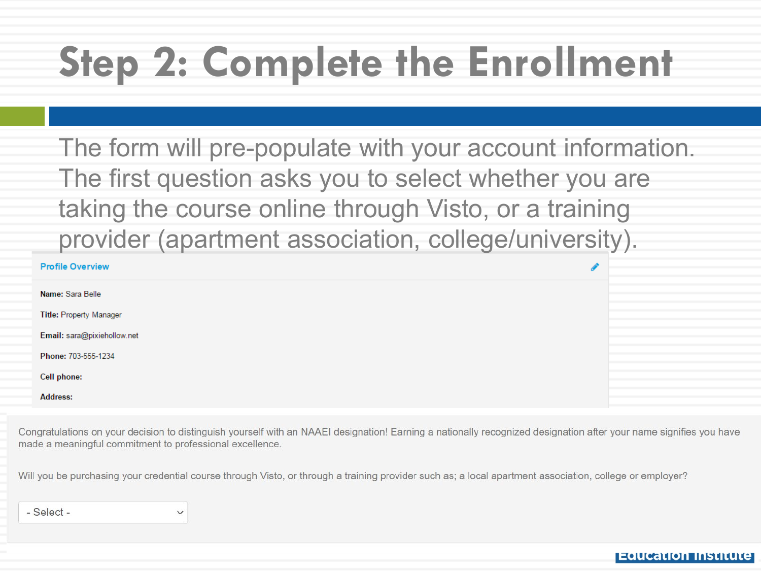# Step 2: Complete the Enrollment

The form will pre-populate with your account information. The first question asks you to select whether you are taking the course online through Visto, or a training provider (apartment association, college/university).

**Profile Overview**

**Name:** Sara Belle

**Title:** Property Manager

**Email:** sara@pixiehollow.net

**Phone:** 703-555-1234

**Cell phone:**

**Address:**

Congratulations on your decision to distinguish yourself with an NAAEI designation! Earning a nationally recognized designation after your name signifies you have made a meaningful commitment to professional excellence.

Will you be purchasing your credential course through Visto, or through a training provider such as; a local apartment association, college or employer?

- Select -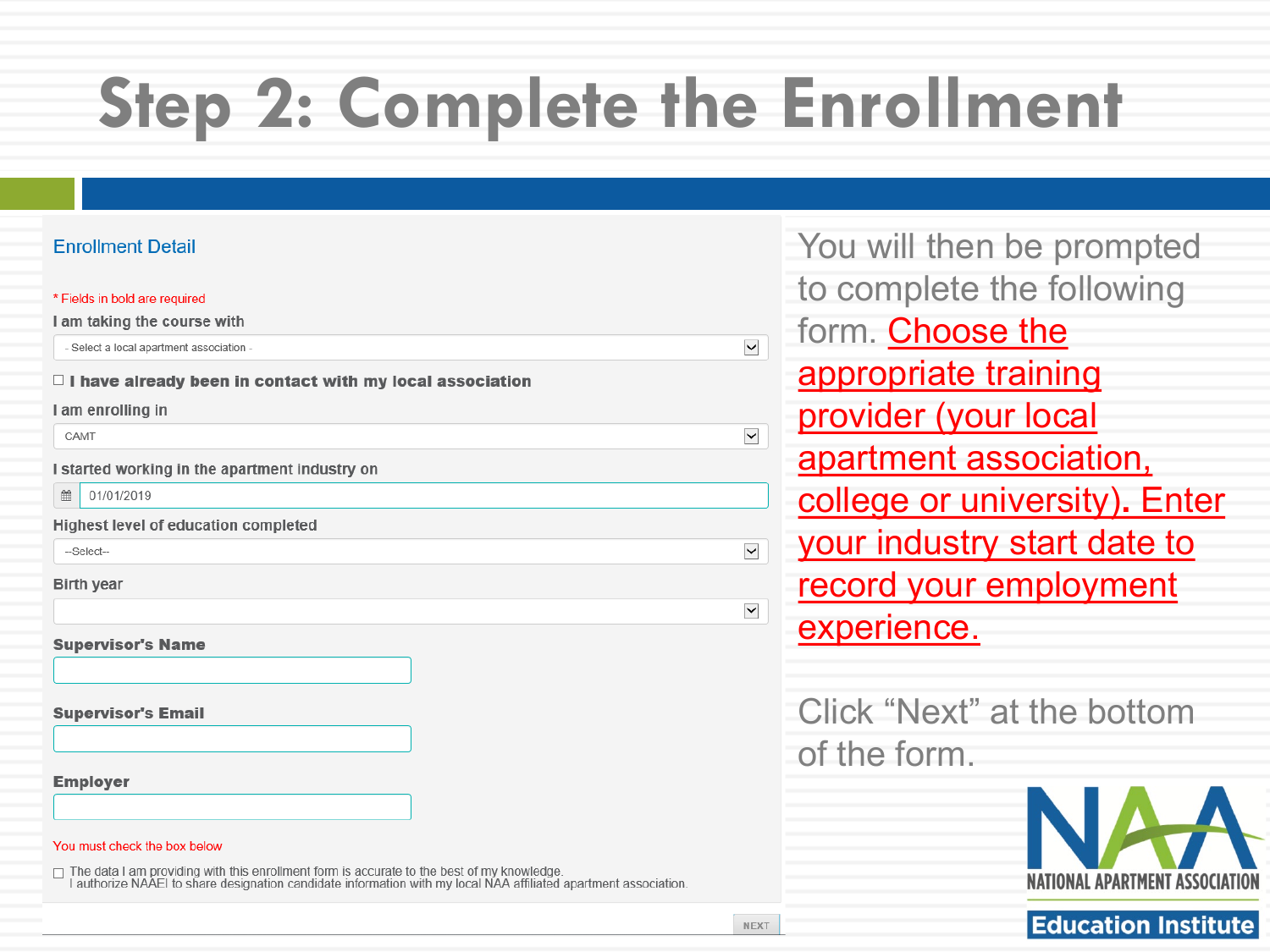# Step 2: Complete the Enrollment

## Enrollment Detail

\* Fields in bold are required

I am taking the course with

- Select a local apartment association -

☐ **I have already been in contact with my local association**

I am enrolling in

CAMT

I started working in the apartment industry on

01/01/2019

Highest level of education completed

--Select--

Birth year

**Supervisor's Name**

**Supervisor's Email**

**Employer**

You must check the box below

☐ The data I am providing with this enrollment form is accurate to the best of my knowledge.
I authorize NAAEI to share designation candidate information with my local NAA affiliated apartment association.

NEXT

You will then be prompted to complete the following form. Choose the appropriate training provider (your local apartment association, college or university). Enter your industry start date to record your employment experience.

Click "Next" at the bottom of the form.

NATIONAL APARTMENT ASSOCIATION
Education Institute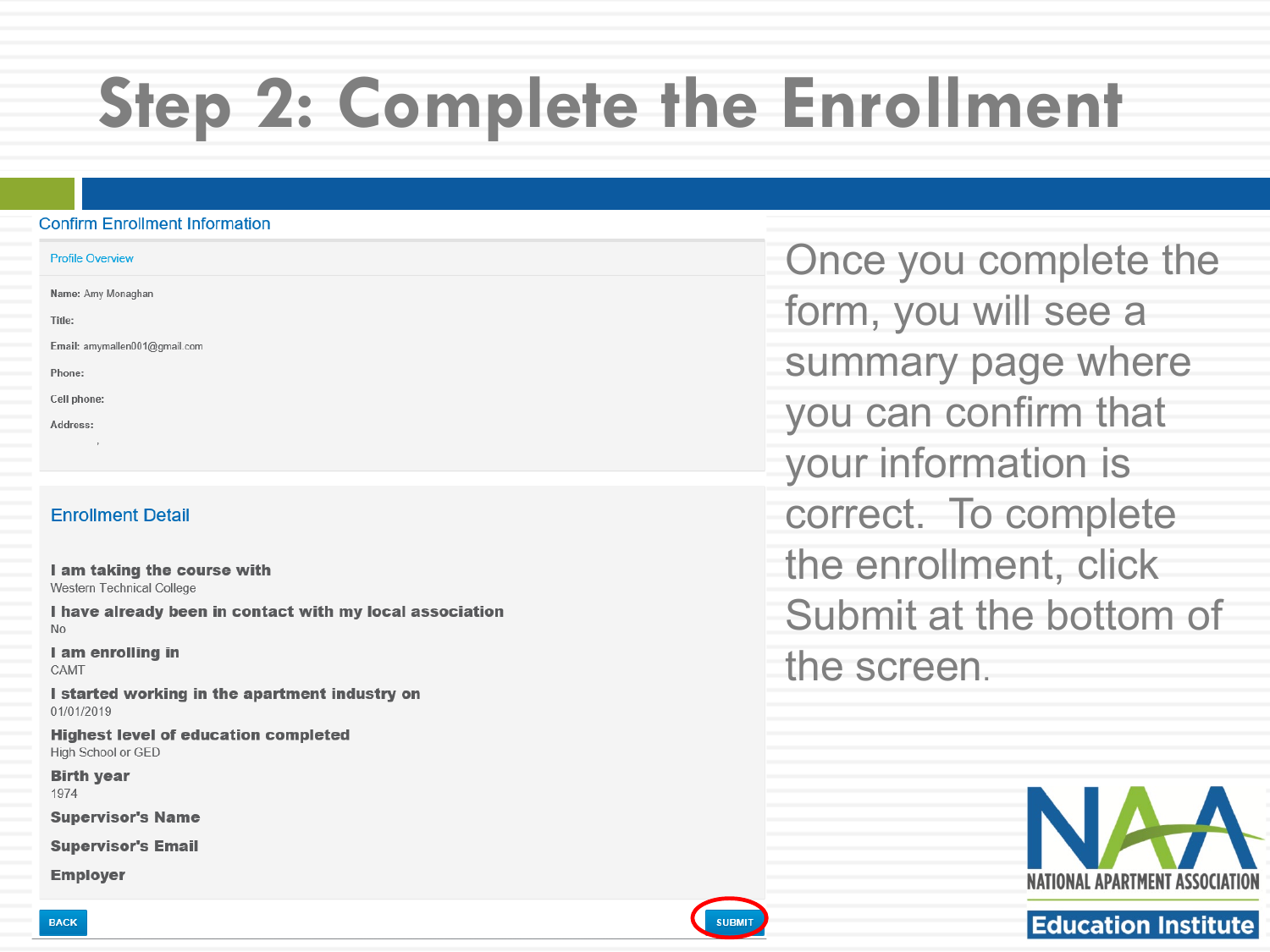# Step 2: Complete the Enrollment

## Confirm Enrollment Information

### Profile Overview

**Name:** Amy Monaghan

**Title:**

**Email:** amymallen001@gmail.com

**Phone:**

**Cell phone:**

**Address:**

,

### Enrollment Detail

**I am taking the course with**
Western Technical College

**I have already been in contact with my local association**
No

**I am enrolling in**
CAMT

**I started working in the apartment industry on**
01/01/2019

**Highest level of education completed**
High School or GED

**Birth year**
1974

**Supervisor's Name**

**Supervisor's Email**

**Employer**

BACK SUBMIT

Once you complete the form, you will see a summary page where you can confirm that your information is correct. To complete the enrollment, click Submit at the bottom of the screen.

NATIONAL APARTMENT ASSOCIATION Education Institute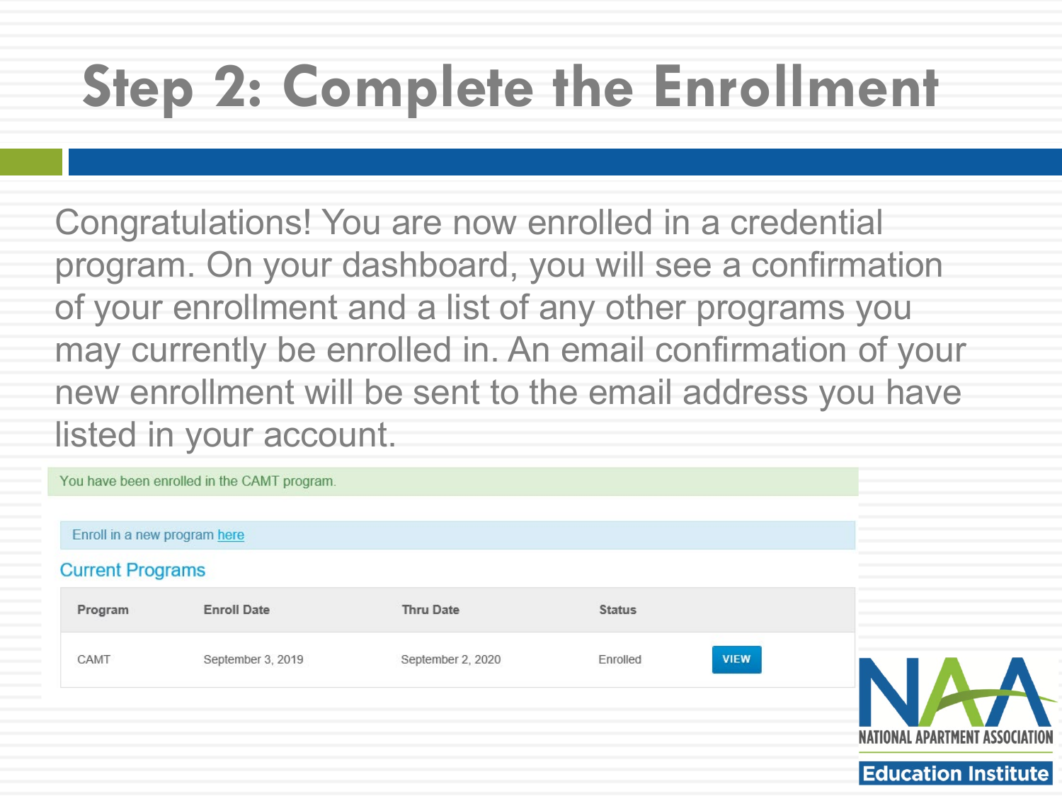# Step 2: Complete the Enrollment

Congratulations! You are now enrolled in a credential program. On your dashboard, you will see a confirmation of your enrollment and a list of any other programs you may currently be enrolled in. An email confirmation of your new enrollment will be sent to the email address you have listed in your account.

You have been enrolled in the CAMT program.

Enroll in a new program here

## Current Programs

| Program | Enroll Date | Thru Date | Status | |
|---|---|---|---|---|
| CAMT | September 3, 2019 | September 2, 2020 | Enrolled | VIEW |

NATIONAL APARTMENT ASSOCIATION

Education Institute